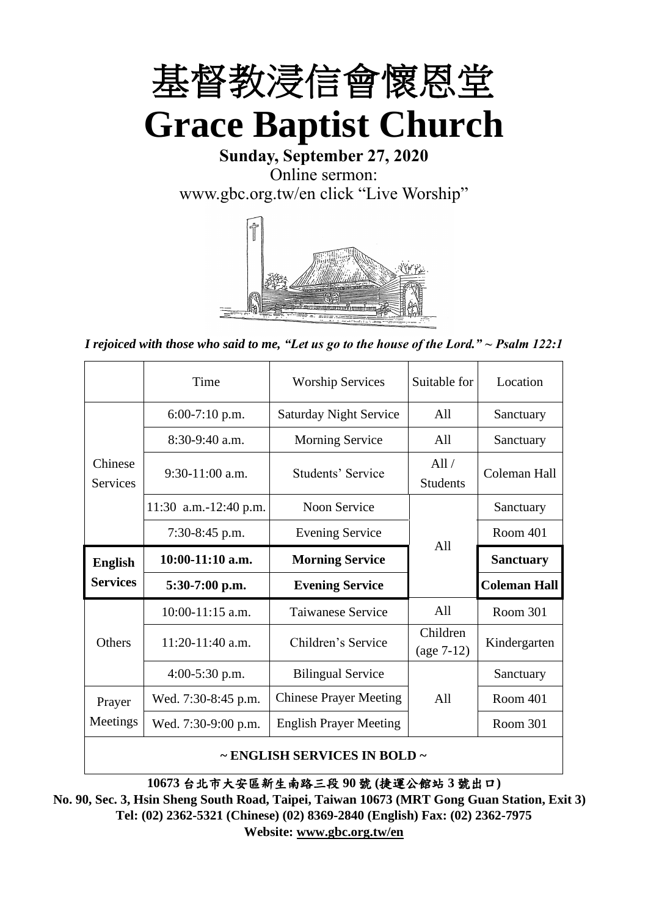# 基督教浸信會懷恩堂

# Grace Baptist Church

**Sunday, September 27, 2020**

Online sermon:
www.gbc.org.tw/en click "Live Worship"

*I rejoiced with those who said to me, "Let us go to the house of the Lord." ~ Psalm 122:1*

| | Time | Worship Services | Suitable for | Location |
|---|---|---|---|---|
| Chinese Services | 6:00-7:10 p.m. | Saturday Night Service | All | Sanctuary |
| | 8:30-9:40 a.m. | Morning Service | All | Sanctuary |
| | 9:30-11:00 a.m. | Students' Service | All / Students | Coleman Hall |
| | 11:30 a.m.-12:40 p.m. | Noon Service | All | Sanctuary |
| | 7:30-8:45 p.m. | Evening Service | | Room 401 |
| **English Services** | **10:00-11:10 a.m.** | **Morning Service** | | **Sanctuary** |
| | **5:30-7:00 p.m.** | **Evening Service** | | **Coleman Hall** |
| Others | 10:00-11:15 a.m. | Taiwanese Service | All | Room 301 |
| | 11:20-11:40 a.m. | Children's Service | Children (age 7-12) | Kindergarten |
| | 4:00-5:30 p.m. | Bilingual Service | All | Sanctuary |
| Prayer Meetings | Wed. 7:30-8:45 p.m. | Chinese Prayer Meeting | | Room 401 |
| | Wed. 7:30-9:00 p.m. | English Prayer Meeting | | Room 301 |

**~ ENGLISH SERVICES IN BOLD ~**

**10673 台北市大安區新生南路三段 90 號 (捷運公館站 3 號出口)**

**No. 90, Sec. 3, Hsin Sheng South Road, Taipei, Taiwan 10673 (MRT Gong Guan Station, Exit 3)**
**Tel: (02) 2362-5321 (Chinese) (02) 8369-2840 (English) Fax: (02) 2362-7975**
**Website: www.gbc.org.tw/en**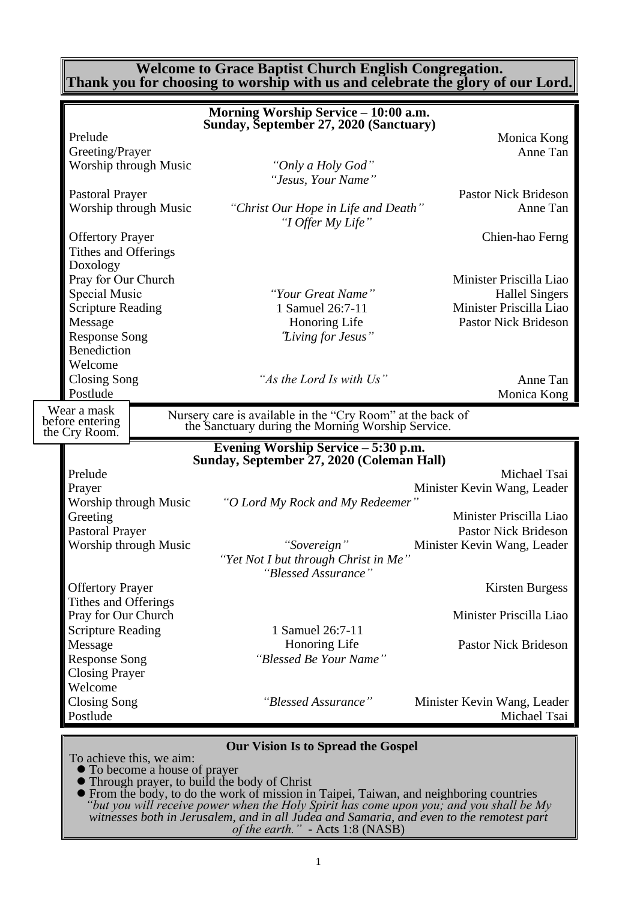**Welcome to Grace Baptist Church English Congregation.**
**Thank you for choosing to worship with us and celebrate the glory of our Lord.**

## Morning Worship Service – 10:00 a.m.
## Sunday, September 27, 2020 (Sanctuary)

| | | |
|---|---|---|
| Prelude | | Monica Kong |
| Greeting/Prayer | | Anne Tan |
| Worship through Music | *"Only a Holy God"* *"Jesus, Your Name"* | |
| Pastoral Prayer | | Pastor Nick Brideson |
| Worship through Music | *"Christ Our Hope in Life and Death"* *"I Offer My Life"* | Anne Tan |
| Offertory Prayer | | Chien-hao Ferng |
| Tithes and Offerings | | |
| Doxology | | |
| Pray for Our Church | | Minister Priscilla Liao |
| Special Music | *"Your Great Name"* | Hallel Singers |
| Scripture Reading | 1 Samuel 26:7-11 | Minister Priscilla Liao |
| Message | Honoring Life | Pastor Nick Brideson |
| Response Song | *"Living for Jesus"* | |
| Benediction | | |
| Welcome | | |
| Closing Song | *"As the Lord Is with Us"* | Anne Tan |
| Postlude | | Monica Kong |

Wear a mask before entering the Cry Room.

Nursery care is available in the "Cry Room" at the back of the Sanctuary during the Morning Worship Service.

## Evening Worship Service – 5:30 p.m.
## Sunday, September 27, 2020 (Coleman Hall)

| | | |
|---|---|---|
| Prelude | | Michael Tsai |
| Prayer | | Minister Kevin Wang, Leader |
| Worship through Music | *"O Lord My Rock and My Redeemer"* | |
| Greeting | | Minister Priscilla Liao |
| Pastoral Prayer | | Pastor Nick Brideson |
| Worship through Music | *"Sovereign"* *"Yet Not I but through Christ in Me"* *"Blessed Assurance"* | Minister Kevin Wang, Leader |
| Offertory Prayer | | Kirsten Burgess |
| Tithes and Offerings | | |
| Pray for Our Church | | Minister Priscilla Liao |
| Scripture Reading | 1 Samuel 26:7-11 | |
| Message | Honoring Life | Pastor Nick Brideson |
| Response Song | *"Blessed Be Your Name"* | |
| Closing Prayer | | |
| Welcome | | |
| Closing Song | *"Blessed Assurance"* | Minister Kevin Wang, Leader |
| Postlude | | Michael Tsai |

### Our Vision Is to Spread the Gospel

To achieve this, we aim:

- To become a house of prayer
- Through prayer, to build the body of Christ
- From the body, to do the work of mission in Taipei, Taiwan, and neighboring countries

*"but you will receive power when the Holy Spirit has come upon you; and you shall be My witnesses both in Jerusalem, and in all Judea and Samaria, and even to the remotest part of the earth."* - Acts 1:8 (NASB)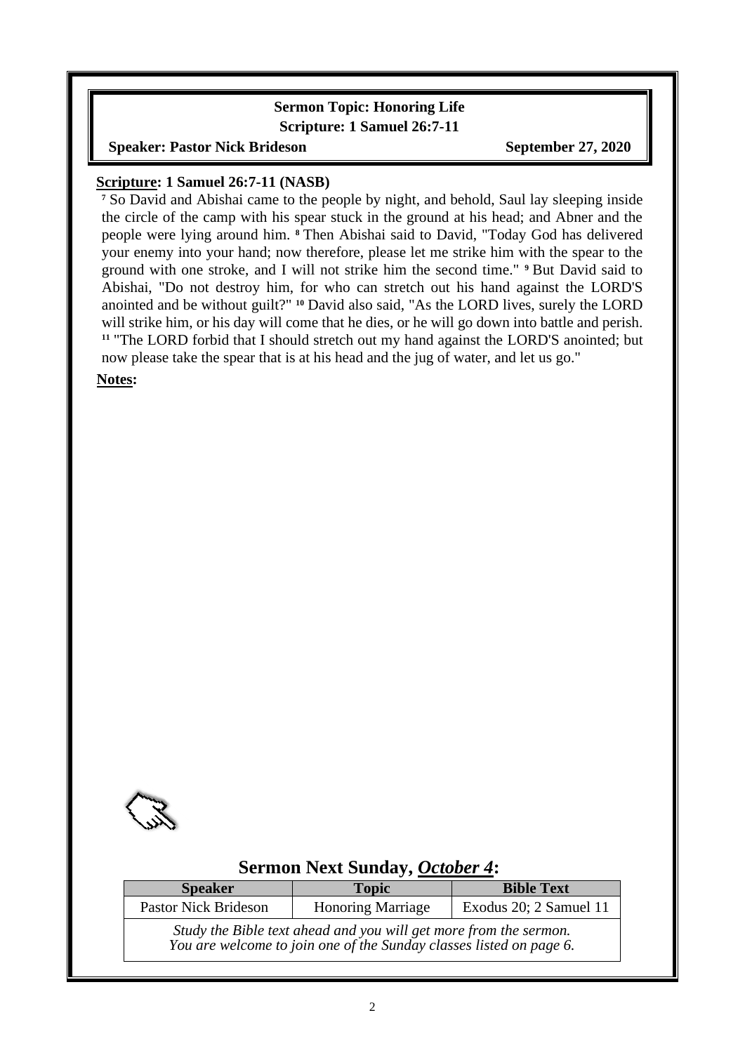**Sermon Topic: Honoring Life**
**Scripture: 1 Samuel 26:7-11**
**Speaker: Pastor Nick Brideson** **September 27, 2020**

**Scripture: 1 Samuel 26:7-11 (NASB)**

[7] So David and Abishai came to the people by night, and behold, Saul lay sleeping inside the circle of the camp with his spear stuck in the ground at his head; and Abner and the people were lying around him. [8] Then Abishai said to David, "Today God has delivered your enemy into your hand; now therefore, please let me strike him with the spear to the ground with one stroke, and I will not strike him the second time." [9] But David said to Abishai, "Do not destroy him, for who can stretch out his hand against the LORD'S anointed and be without guilt?" [10] David also said, "As the LORD lives, surely the LORD will strike him, or his day will come that he dies, or he will go down into battle and perish. [11] "The LORD forbid that I should stretch out my hand against the LORD'S anointed; but now please take the spear that is at his head and the jug of water, and let us go."

**Notes:**

## Sermon Next Sunday, *October 4*:

| Speaker | Topic | Bible Text |
|---|---|---|
| Pastor Nick Brideson | Honoring Marriage | Exodus 20; 2 Samuel 11 |

*Study the Bible text ahead and you will get more from the sermon.*
*You are welcome to join one of the Sunday classes listed on page 6.*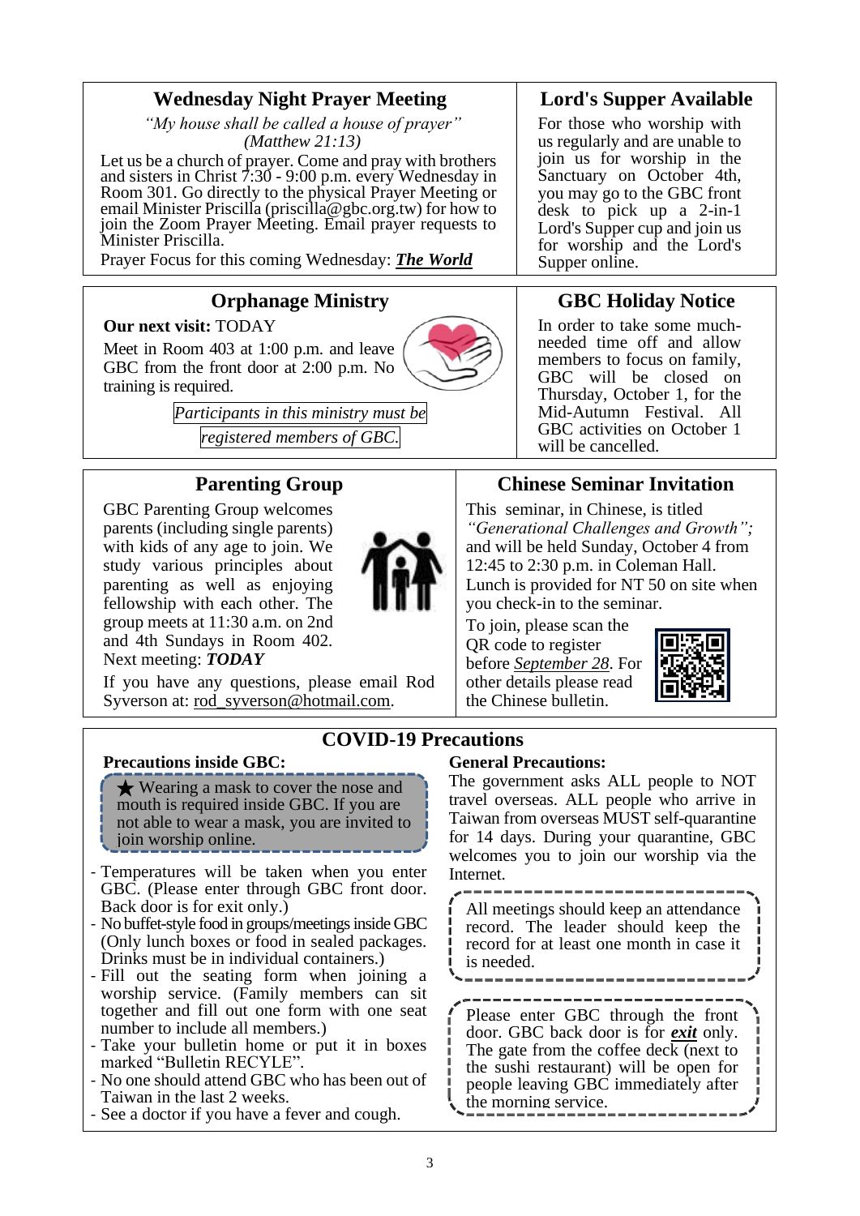## Wednesday Night Prayer Meeting

*"My house shall be called a house of prayer"*
*(Matthew 21:13)*

Let us be a church of prayer. Come and pray with brothers and sisters in Christ 7:30 - 9:00 p.m. every Wednesday in Room 301. Go directly to the physical Prayer Meeting or email Minister Priscilla (priscilla@gbc.org.tw) for how to join the Zoom Prayer Meeting. Email prayer requests to Minister Priscilla.

Prayer Focus for this coming Wednesday: ***The World***

## Lord's Supper Available

For those who worship with us regularly and are unable to join us for worship in the Sanctuary on October 4th, you may go to the GBC front desk to pick up a 2-in-1 Lord's Supper cup and join us for worship and the Lord's Supper online.

## Orphanage Ministry

**Our next visit:** TODAY

Meet in Room 403 at 1:00 p.m. and leave GBC from the front door at 2:00 p.m. No training is required.

*Participants in this ministry must be registered members of GBC.*

## GBC Holiday Notice

In order to take some much-needed time off and allow members to focus on family, GBC will be closed on Thursday, October 1, for the Mid-Autumn Festival. All GBC activities on October 1 will be cancelled.

## Parenting Group

GBC Parenting Group welcomes parents (including single parents) with kids of any age to join. We study various principles about parenting as well as enjoying fellowship with each other. The group meets at 11:30 a.m. on 2nd and 4th Sundays in Room 402.

Next meeting: ***TODAY***

If you have any questions, please email Rod Syverson at: rod_syverson@hotmail.com.

## Chinese Seminar Invitation

This seminar, in Chinese, is titled *"Generational Challenges and Growth";* and will be held Sunday, October 4 from 12:45 to 2:30 p.m. in Coleman Hall. Lunch is provided for NT 50 on site when you check-in to the seminar.

To join, please scan the QR code to register before *September 28*. For other details please read the Chinese bulletin.

## COVID-19 Precautions

**Precautions inside GBC:**

★ Wearing a mask to cover the nose and mouth is required inside GBC. If you are not able to wear a mask, you are invited to join worship online.

- Temperatures will be taken when you enter GBC. (Please enter through GBC front door. Back door is for exit only.)
- No buffet-style food in groups/meetings inside GBC (Only lunch boxes or food in sealed packages. Drinks must be in individual containers.)
- Fill out the seating form when joining a worship service. (Family members can sit together and fill out one form with one seat number to include all members.)
- Take your bulletin home or put it in boxes marked "Bulletin RECYLE".
- No one should attend GBC who has been out of Taiwan in the last 2 weeks.
- See a doctor if you have a fever and cough.

**General Precautions:**

The government asks ALL people to NOT travel overseas. ALL people who arrive in Taiwan from overseas MUST self-quarantine for 14 days. During your quarantine, GBC welcomes you to join our worship via the Internet.

All meetings should keep an attendance record. The leader should keep the record for at least one month in case it is needed.

Please enter GBC through the front door. GBC back door is for ***exit*** only. The gate from the coffee deck (next to the sushi restaurant) will be open for people leaving GBC immediately after the morning service.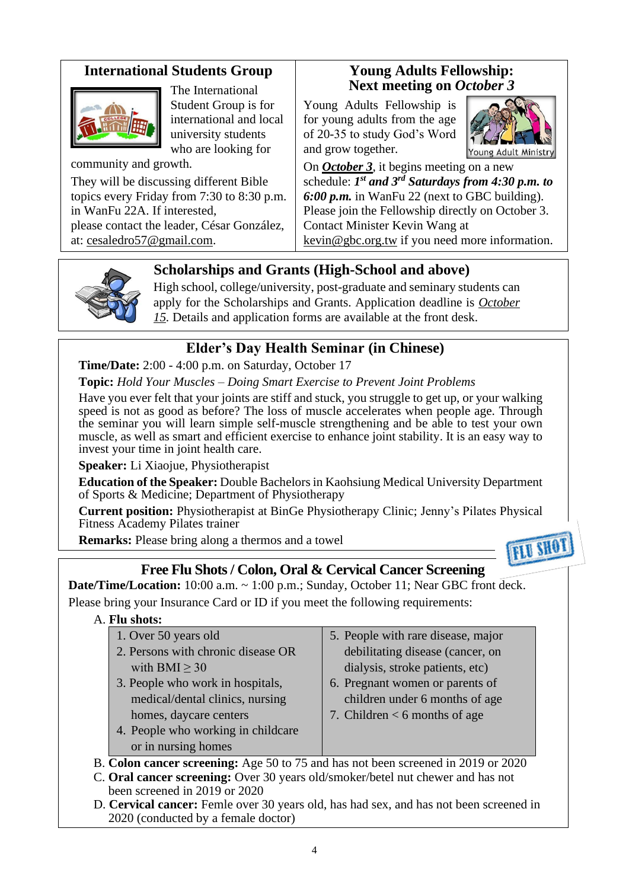## International Students Group

The International Student Group is for international and local university students who are looking for community and growth.

They will be discussing different Bible topics every Friday from 7:30 to 8:30 p.m. in WanFu 22A. If interested, please contact the leader, César González, at: cesaledro57@gmail.com.

## Young Adults Fellowship: Next meeting on *October 3*

Young Adults Fellowship is for young adults from the age of 20-35 to study God's Word and grow together.

On ***October 3***, it begins meeting on a new schedule: ***1st and 3rd Saturdays from 4:30 p.m. to 6:00 p.m.*** in WanFu 22 (next to GBC building). Please join the Fellowship directly on October 3. Contact Minister Kevin Wang at kevin@gbc.org.tw if you need more information.

## Scholarships and Grants (High-School and above)

High school, college/university, post-graduate and seminary students can apply for the Scholarships and Grants. Application deadline is *October 15*. Details and application forms are available at the front desk.

## Elder's Day Health Seminar (in Chinese)

**Time/Date:** 2:00 - 4:00 p.m. on Saturday, October 17

**Topic:** *Hold Your Muscles – Doing Smart Exercise to Prevent Joint Problems*

Have you ever felt that your joints are stiff and stuck, you struggle to get up, or your walking speed is not as good as before? The loss of muscle accelerates when people age. Through the seminar you will learn simple self-muscle strengthening and be able to test your own muscle, as well as smart and efficient exercise to enhance joint stability. It is an easy way to invest your time in joint health care.

**Speaker:** Li Xiaojue, Physiotherapist

**Education of the Speaker:** Double Bachelors in Kaohsiung Medical University Department of Sports & Medicine; Department of Physiotherapy

**Current position:** Physiotherapist at BinGe Physiotherapy Clinic; Jenny's Pilates Physical Fitness Academy Pilates trainer

**Remarks:** Please bring along a thermos and a towel

## Free Flu Shots / Colon, Oral & Cervical Cancer Screening

**Date/Time/Location:** 10:00 a.m. ~ 1:00 p.m.; Sunday, October 11; Near GBC front deck.

Please bring your Insurance Card or ID if you meet the following requirements:

A. **Flu shots:**

1. Over 50 years old
2. Persons with chronic disease OR with BMI ≥ 30
3. People who work in hospitals, medical/dental clinics, nursing homes, daycare centers
4. People who working in childcare or in nursing homes
5. People with rare disease, major debilitating disease (cancer, on dialysis, stroke patients, etc)
6. Pregnant women or parents of children under 6 months of age
7. Children < 6 months of age

B. **Colon cancer screening:** Age 50 to 75 and has not been screened in 2019 or 2020

C. **Oral cancer screening:** Over 30 years old/smoker/betel nut chewer and has not been screened in 2019 or 2020

D. **Cervical cancer:** Femle over 30 years old, has had sex, and has not been screened in 2020 (conducted by a female doctor)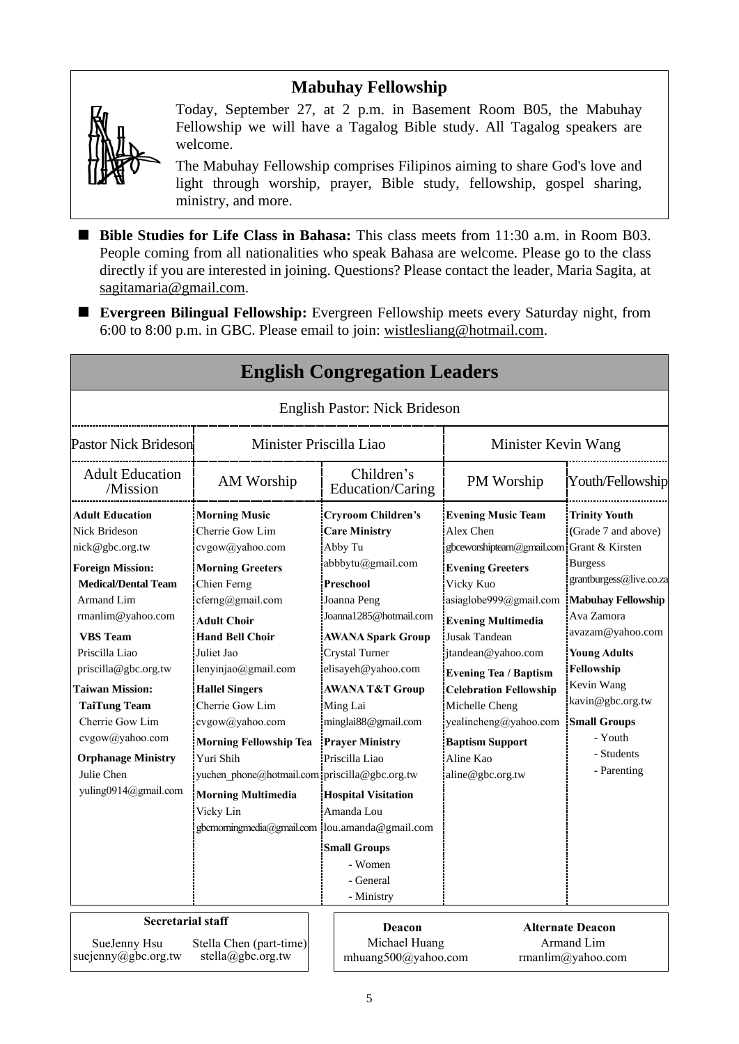## Mabuhay Fellowship

Today, September 27, at 2 p.m. in Basement Room B05, the Mabuhay Fellowship we will have a Tagalog Bible study. All Tagalog speakers are welcome.

The Mabuhay Fellowship comprises Filipinos aiming to share God's love and light through worship, prayer, Bible study, fellowship, gospel sharing, ministry, and more.

- **Bible Studies for Life Class in Bahasa:** This class meets from 11:30 a.m. in Room B03. People coming from all nationalities who speak Bahasa are welcome. Please go to the class directly if you are interested in joining. Questions? Please contact the leader, Maria Sagita, at sagitamaria@gmail.com.
- **Evergreen Bilingual Fellowship:** Evergreen Fellowship meets every Saturday night, from 6:00 to 8:00 p.m. in GBC. Please email to join: wistlesliang@hotmail.com.

## English Congregation Leaders

English Pastor: Nick Brideson

| Pastor Nick Brideson | Minister Priscilla Liao | | Minister Kevin Wang | |
|---|---|---|---|---|
| Adult Education /Mission | AM Worship | Children's Education/Caring | PM Worship | Youth/Fellowship |
| **Adult Education**<br>Nick Brideson<br>nick@gbc.org.tw<br>**Foreign Mission:**<br>**Medical/Dental Team**<br>Armand Lim<br>rmanlim@yahoo.com<br>**VBS Team**<br>Priscilla Liao<br>priscilla@gbc.org.tw<br>**Taiwan Mission:**<br>**TaiTung Team**<br>Cherrie Gow Lim<br>cvgow@yahoo.com<br>**Orphanage Ministry**<br>Julie Chen<br>yuling0914@gmail.com | **Morning Music**<br>Cherrie Gow Lim<br>cvgow@yahoo.com<br>**Morning Greeters**<br>Chien Ferng<br>cferng@gmail.com<br>**Adult Choir**<br>**Hand Bell Choir**<br>Juliet Jao<br>lenyinjao@gmail.com<br>**Hallel Singers**<br>Cherrie Gow Lim<br>cvgow@yahoo.com<br>**Morning Fellowship Tea**<br>Yuri Shih<br>yuchen_phone@hotmail.com<br>**Morning Multimedia**<br>Vicky Lin<br>gbcmorningmedia@gmail.com | **Cryroom Children's Care Ministry**<br>Abby Tu<br>abbbytu@gmail.com<br>**Preschool**<br>Joanna Peng<br>Joanna1285@hotmail.com<br>**AWANA Spark Group**<br>Crystal Turner<br>elisayeh@yahoo.com<br>**AWANA T&T Group**<br>Ming Lai<br>minglai88@gmail.com<br>**Prayer Ministry**<br>Priscilla Liao<br>priscilla@gbc.org.tw<br>**Hospital Visitation**<br>Amanda Lou<br>lou.amanda@gmail.com<br>**Small Groups**<br>- Women<br>- General<br>- Ministry | **Evening Music Team**<br>Alex Chen<br>gbceworshipteam@gmail.com<br>**Evening Greeters**<br>Vicky Kuo<br>asiaglobe999@gmail.com<br>**Evening Multimedia**<br>Jusak Tandean<br>jtandean@yahoo.com<br>**Evening Tea / Baptism Celebration Fellowship**<br>Michelle Cheng<br>yealincheng@yahoo.com<br>**Baptism Support**<br>Aline Kao<br>aline@gbc.org.tw | **Trinity Youth**<br>(Grade 7 and above)<br>Grant & Kirsten Burgess<br>grantburgess@live.co.za<br>**Mabuhay Fellowship**<br>Ava Zamora<br>avazam@yahoo.com<br>**Young Adults Fellowship**<br>Kevin Wang<br>kavin@gbc.org.tw<br>**Small Groups**<br>- Youth<br>- Students<br>- Parenting |

**Secretarial staff**

SueJenny Hsu
suejenny@gbc.org.tw

Stella Chen (part-time)
stella@gbc.org.tw

**Deacon**
Michael Huang
mhuang500@yahoo.com

**Alternate Deacon**
Armand Lim
rmanlim@yahoo.com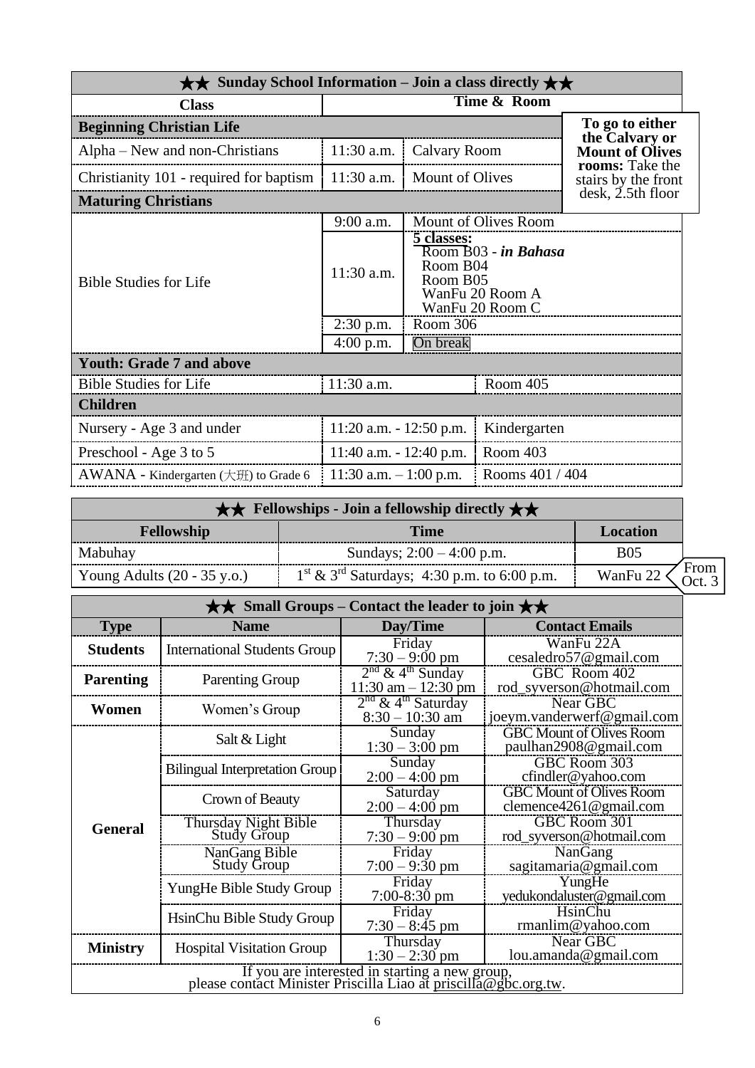## ★★ Sunday School Information – Join a class directly ★★

| Class | Time & Room | |
|---|---|---|
| **Beginning Christian Life** | | |
| Alpha – New and non-Christians | 11:30 a.m. | Calvary Room |
| Christianity 101 - required for baptism | 11:30 a.m. | Mount of Olives |
| **Maturing Christians** | | |
| Bible Studies for Life | 9:00 a.m. | Mount of Olives Room |
| | 11:30 a.m. | 5 classes: Room B03 - *in Bahasa*; Room B04; Room B05; WanFu 20 Room A; WanFu 20 Room C |
| | 2:30 p.m. | Room 306 |
| | 4:00 p.m. | On break |
| **Youth: Grade 7 and above** | | |
| Bible Studies for Life | 11:30 a.m. | Room 405 |
| **Children** | | |
| Nursery - Age 3 and under | 11:20 a.m. - 12:50 p.m. | Kindergarten |
| Preschool - Age 3 to 5 | 11:40 a.m. - 12:40 p.m. | Room 403 |
| AWANA - Kindergarten (大班) to Grade 6 | 11:30 a.m. – 1:00 p.m. | Rooms 401 / 404 |

**To go to either the Calvary or Mount of Olives rooms:** Take the stairs by the front desk, 2.5th floor

## ★★ Fellowships - Join a fellowship directly ★★

| Fellowship | Time | Location |
|---|---|---|
| Mabuhay | Sundays; 2:00 – 4:00 p.m. | B05 |
| Young Adults (20 - 35 y.o.) | 1st & 3rd Saturdays; 4:30 p.m. to 6:00 p.m. | WanFu 22 (From Oct. 3) |

## ★★ Small Groups – Contact the leader to join ★★

| Type | Name | Day/Time | Contact Emails |
|---|---|---|---|
| **Students** | International Students Group | Friday 7:30 – 9:00 pm | WanFu 22A cesaledro57@gmail.com |
| **Parenting** | Parenting Group | 2nd & 4th Sunday 11:30 am – 12:30 pm | GBC Room 402 rod_syverson@hotmail.com |
| **Women** | Women's Group | 2nd & 4th Saturday 8:30 – 10:30 am | Near GBC joeym.vanderwerf@gmail.com |
| **General** | Salt & Light | Sunday 1:30 – 3:00 pm | GBC Mount of Olives Room paulhan2908@gmail.com |
| | Bilingual Interpretation Group | Sunday 2:00 – 4:00 pm | GBC Room 303 cfindler@yahoo.com |
| | Crown of Beauty | Saturday 2:00 – 4:00 pm | GBC Mount of Olives Room clemence4261@gmail.com |
| | Thursday Night Bible Study Group | Thursday 7:30 – 9:00 pm | GBC Room 301 rod_syverson@hotmail.com |
| | NanGang Bible Study Group | Friday 7:00 – 9:30 pm | NanGang sagitamaria@gmail.com |
| | YungHe Bible Study Group | Friday 7:00-8:30 pm | YungHe yedukondaluster@gmail.com |
| | HsinChu Bible Study Group | Friday 7:30 – 8:45 pm | HsinChu rmanlim@yahoo.com |
| **Ministry** | Hospital Visitation Group | Thursday 1:30 – 2:30 pm | Near GBC lou.amanda@gmail.com |

If you are interested in starting a new group, please contact Minister Priscilla Liao at priscilla@gbc.org.tw.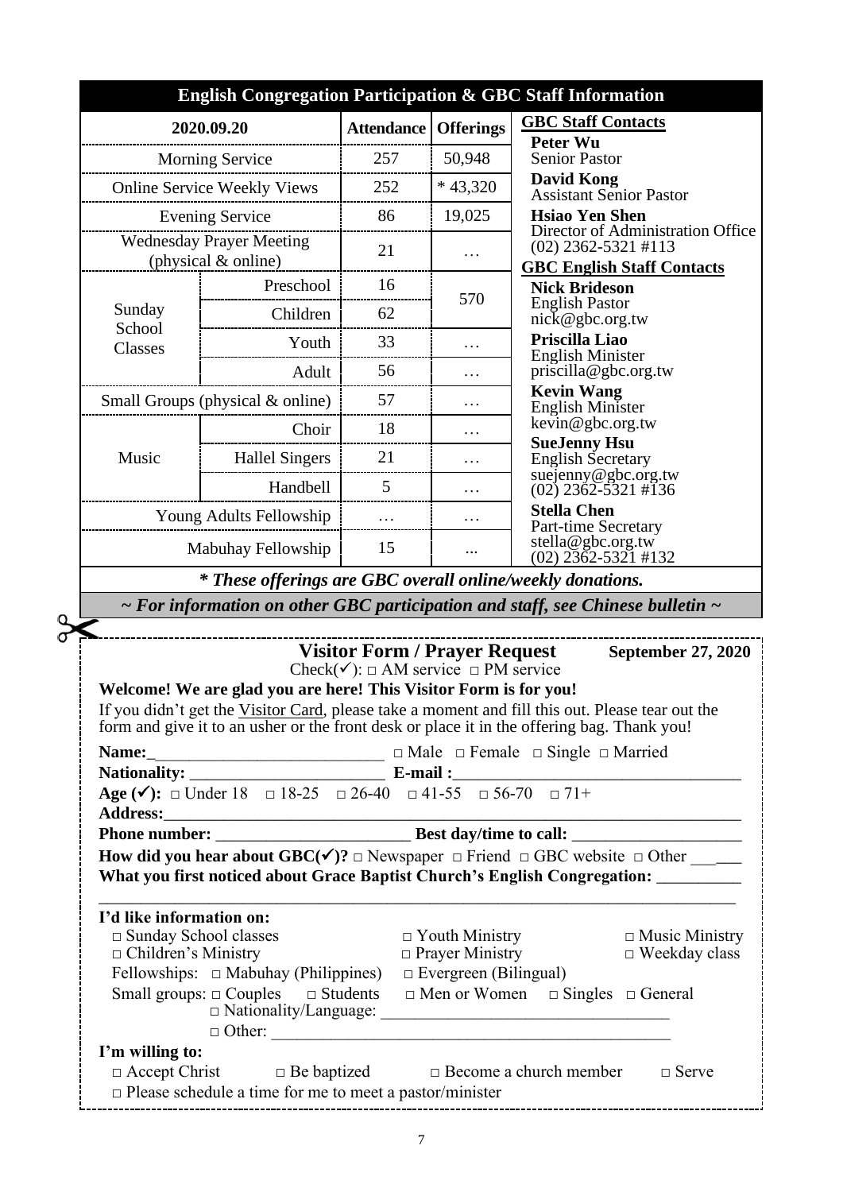## English Congregation Participation & GBC Staff Information

| 2020.09.20 | | Attendance | Offerings |
|---|---|---|---|
| Morning Service | | 257 | 50,948 |
| Online Service Weekly Views | | 252 | * 43,320 |
| Evening Service | | 86 | 19,025 |
| Wednesday Prayer Meeting (physical & online) | | 21 | … |
| Sunday School Classes | Preschool | 16 | 570 |
| | Children | 62 | |
| | Youth | 33 | … |
| | Adult | 56 | … |
| Small Groups (physical & online) | | 57 | … |
| Music | Choir | 18 | … |
| | Hallel Singers | 21 | … |
| | Handbell | 5 | … |
| Young Adults Fellowship | | … | … |
| Mabuhay Fellowship | | 15 | ... |

**GBC Staff Contacts**

**Peter Wu**
Senior Pastor

**David Kong**
Assistant Senior Pastor

**Hsiao Yen Shen**
Director of Administration Office
(02) 2362-5321 #113

**GBC English Staff Contacts**

**Nick Brideson**
English Pastor
nick@gbc.org.tw

**Priscilla Liao**
English Minister
priscilla@gbc.org.tw

**Kevin Wang**
English Minister
kevin@gbc.org.tw

**SueJenny Hsu**
English Secretary
suejenny@gbc.org.tw
(02) 2362-5321 #136

**Stella Chen**
Part-time Secretary
stella@gbc.org.tw
(02) 2362-5321 #132

***\* These offerings are GBC overall online/weekly donations.***

***~ For information on other GBC participation and staff, see Chinese bulletin ~***

---

### Visitor Form / Prayer Request

**September 27, 2020**

Check(✓): □ AM service □ PM service

**Welcome! We are glad you are here! This Visitor Form is for you!**

If you didn't get the Visitor Card, please take a moment and fill this out. Please tear out the form and give it to an usher or the front desk or place it in the offering bag. Thank you!

**Name:**\_\_\_\_\_\_\_\_\_\_\_\_\_\_\_\_\_\_\_\_\_\_\_\_\_\_\_\_ □ Male □ Female □ Single □ Married

**Nationality:** \_\_\_\_\_\_\_\_\_\_\_\_\_\_\_\_\_\_\_\_\_\_\_ **E-mail :**\_\_\_\_\_\_\_\_\_\_\_\_\_\_\_\_\_\_\_\_\_\_\_\_\_\_\_\_\_\_\_\_

**Age (✓):** □ Under 18 □ 18-25 □ 26-40 □ 41-55 □ 56-70 □ 71+

**Address:**\_\_\_\_\_\_\_\_\_\_\_\_\_\_\_\_\_\_\_\_\_\_\_\_\_\_\_\_\_\_\_\_\_\_\_\_\_\_\_\_\_\_\_\_\_\_\_\_\_\_\_\_\_\_\_\_\_\_\_\_\_\_

**Phone number:** \_\_\_\_\_\_\_\_\_\_\_\_\_\_\_\_\_\_\_\_\_\_ **Best day/time to call:** \_\_\_\_\_\_\_\_\_\_\_\_\_\_\_\_\_\_\_

**How did you hear about GBC(✓)?** □ Newspaper □ Friend □ GBC website □ Other \_\_\_\_\_

**What you first noticed about Grace Baptist Church's English Congregation:** \_\_\_\_\_\_\_\_\_\_

\_\_\_\_\_\_\_\_\_\_\_\_\_\_\_\_\_\_\_\_\_\_\_\_\_\_\_\_\_\_\_\_\_\_\_\_\_\_\_\_\_\_\_\_\_\_\_\_\_\_\_\_\_\_\_\_\_\_\_\_\_\_\_\_\_\_\_\_\_\_\_\_\_\_\_

**I'd like information on:**

□ Sunday School classes □ Youth Ministry □ Music Ministry
□ Children's Ministry □ Prayer Ministry □ Weekday class
Fellowships: □ Mabuhay (Philippines) □ Evergreen (Bilingual)
Small groups: □ Couples □ Students □ Men or Women □ Singles □ General
□ Nationality/Language: \_\_\_\_\_\_\_\_\_\_\_\_\_\_\_\_\_\_\_\_\_\_\_\_\_\_\_\_\_\_\_\_\_\_
□ Other: \_\_\_\_\_\_\_\_\_\_\_\_\_\_\_\_\_\_\_\_\_\_\_\_\_\_\_\_\_\_\_\_\_\_\_\_\_\_\_\_\_\_\_\_\_\_\_

**I'm willing to:**

□ Accept Christ □ Be baptized □ Become a church member □ Serve
□ Please schedule a time for me to meet a pastor/minister